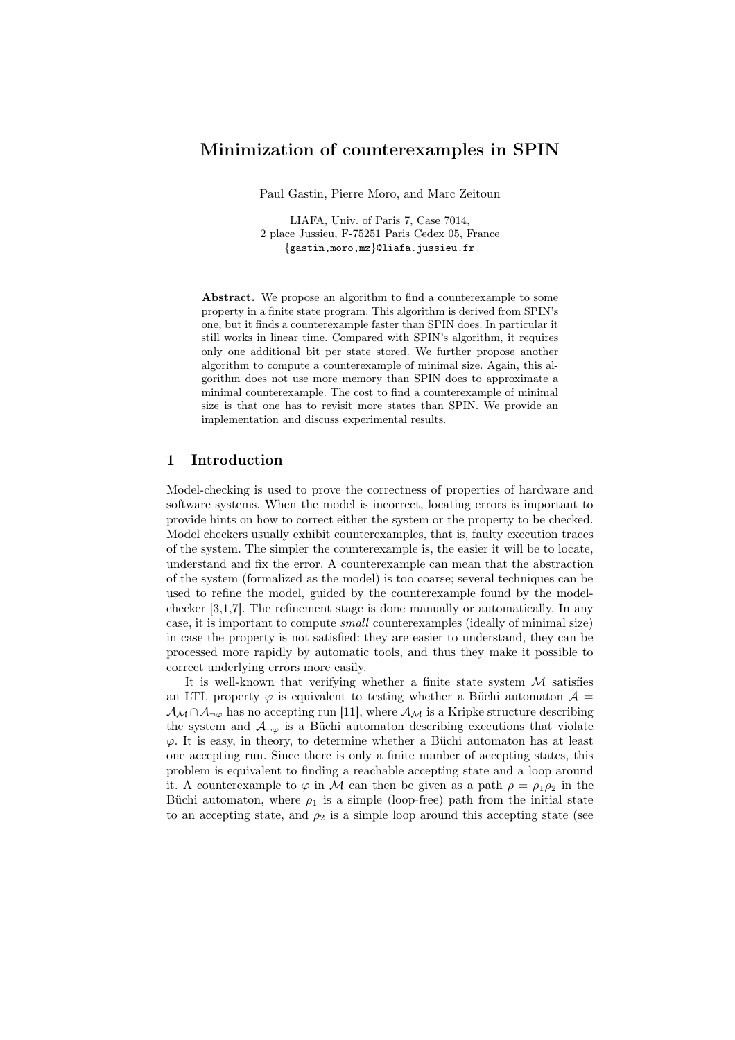# Minimization of counterexamples in SPIN

Paul Gastin, Pierre Moro, and Marc Zeitoun

LIAFA, Univ. of Paris 7, Case 7014,
2 place Jussieu, F-75251 Paris Cedex 05, France
{gastin,moro,mz}@liafa.jussieu.fr

**Abstract.** We propose an algorithm to find a counterexample to some property in a finite state program. This algorithm is derived from SPIN's one, but it finds a counterexample faster than SPIN does. In particular it still works in linear time. Compared with SPIN's algorithm, it requires only one additional bit per state stored. We further propose another algorithm to compute a counterexample of minimal size. Again, this algorithm does not use more memory than SPIN does to approximate a minimal counterexample. The cost to find a counterexample of minimal size is that one has to revisit more states than SPIN. We provide an implementation and discuss experimental results.

## 1 Introduction

Model-checking is used to prove the correctness of properties of hardware and software systems. When the model is incorrect, locating errors is important to provide hints on how to correct either the system or the property to be checked. Model checkers usually exhibit counterexamples, that is, faulty execution traces of the system. The simpler the counterexample is, the easier it will be to locate, understand and fix the error. A counterexample can mean that the abstraction of the system (formalized as the model) is too coarse; several techniques can be used to refine the model, guided by the counterexample found by the model-checker [3,1,7]. The refinement stage is done manually or automatically. In any case, it is important to compute *small* counterexamples (ideally of minimal size) in case the property is not satisfied: they are easier to understand, they can be processed more rapidly by automatic tools, and thus they make it possible to correct underlying errors more easily.

It is well-known that verifying whether a finite state system $\mathcal{M}$ satisfies an LTL property $\varphi$ is equivalent to testing whether a Büchi automaton $\mathcal{A} = \mathcal{A}_{\mathcal{M}} \cap \mathcal{A}_{\neg\varphi}$ has no accepting run [11], where $\mathcal{A}_{\mathcal{M}}$ is a Kripke structure describing the system and $\mathcal{A}_{\neg\varphi}$ is a Büchi automaton describing executions that violate $\varphi$. It is easy, in theory, to determine whether a Büchi automaton has at least one accepting run. Since there is only a finite number of accepting states, this problem is equivalent to finding a reachable accepting state and a loop around it. A counterexample to $\varphi$ in $\mathcal{M}$ can then be given as a path $\rho = \rho_1\rho_2$ in the Büchi automaton, where $\rho_1$ is a simple (loop-free) path from the initial state to an accepting state, and $\rho_2$ is a simple loop around this accepting state (see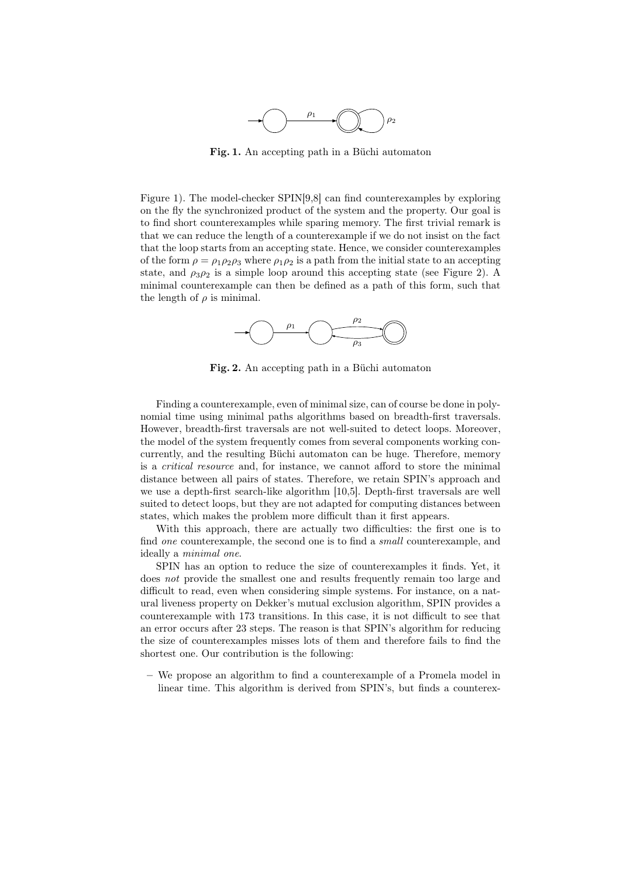**Fig. 1.** An accepting path in a Büchi automaton

Figure 1). The model-checker SPIN[9,8] can find counterexamples by exploring on the fly the synchronized product of the system and the property. Our goal is to find short counterexamples while sparing memory. The first trivial remark is that we can reduce the length of a counterexample if we do not insist on the fact that the loop starts from an accepting state. Hence, we consider counterexamples of the form $\rho = \rho_1\rho_2\rho_3$ where $\rho_1\rho_2$ is a path from the initial state to an accepting state, and $\rho_3\rho_2$ is a simple loop around this accepting state (see Figure 2). A minimal counterexample can then be defined as a path of this form, such that the length of $\rho$ is minimal.

**Fig. 2.** An accepting path in a Büchi automaton

Finding a counterexample, even of minimal size, can of course be done in polynomial time using minimal paths algorithms based on breadth-first traversals. However, breadth-first traversals are not well-suited to detect loops. Moreover, the model of the system frequently comes from several components working concurrently, and the resulting Büchi automaton can be huge. Therefore, memory is a *critical resource* and, for instance, we cannot afford to store the minimal distance between all pairs of states. Therefore, we retain SPIN's approach and we use a depth-first search-like algorithm [10,5]. Depth-first traversals are well suited to detect loops, but they are not adapted for computing distances between states, which makes the problem more difficult than it first appears.

With this approach, there are actually two difficulties: the first one is to find *one* counterexample, the second one is to find a *small* counterexample, and ideally a *minimal one*.

SPIN has an option to reduce the size of counterexamples it finds. Yet, it does *not* provide the smallest one and results frequently remain too large and difficult to read, even when considering simple systems. For instance, on a natural liveness property on Dekker's mutual exclusion algorithm, SPIN provides a counterexample with 173 transitions. In this case, it is not difficult to see that an error occurs after 23 steps. The reason is that SPIN's algorithm for reducing the size of counterexamples misses lots of them and therefore fails to find the shortest one. Our contribution is the following:

– We propose an algorithm to find a counterexample of a Promela model in linear time. This algorithm is derived from SPIN's, but finds a counterex-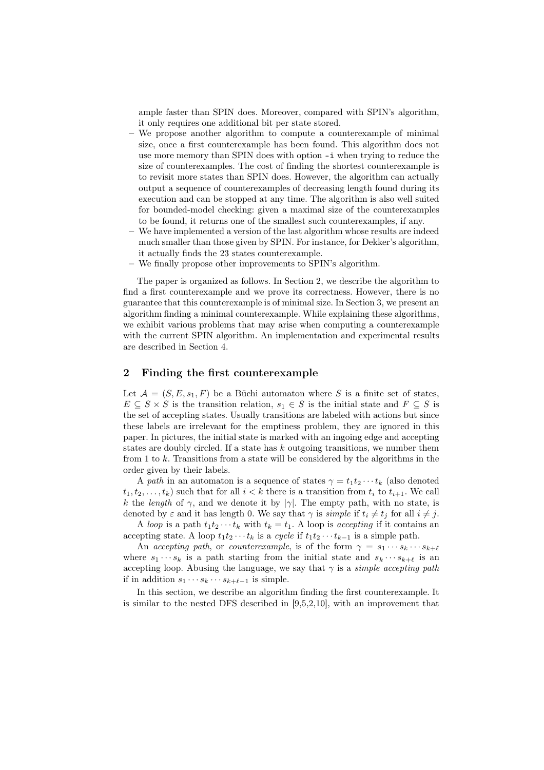ample faster than SPIN does. Moreover, compared with SPIN's algorithm, it only requires one additional bit per state stored.

- We propose another algorithm to compute a counterexample of minimal size, once a first counterexample has been found. This algorithm does not use more memory than SPIN does with option `-i` when trying to reduce the size of counterexamples. The cost of finding the shortest counterexample is to revisit more states than SPIN does. However, the algorithm can actually output a sequence of counterexamples of decreasing length found during its execution and can be stopped at any time. The algorithm is also well suited for bounded-model checking: given a maximal size of the counterexamples to be found, it returns one of the smallest such counterexamples, if any.
- We have implemented a version of the last algorithm whose results are indeed much smaller than those given by SPIN. For instance, for Dekker's algorithm, it actually finds the 23 states counterexample.
- We finally propose other improvements to SPIN's algorithm.

The paper is organized as follows. In Section 2, we describe the algorithm to find a first counterexample and we prove its correctness. However, there is no guarantee that this counterexample is of minimal size. In Section 3, we present an algorithm finding a minimal counterexample. While explaining these algorithms, we exhibit various problems that may arise when computing a counterexample with the current SPIN algorithm. An implementation and experimental results are described in Section 4.

## 2 Finding the first counterexample

Let $\mathcal{A} = (S, E, s_1, F)$ be a Büchi automaton where $S$ is a finite set of states, $E \subseteq S \times S$ is the transition relation, $s_1 \in S$ is the initial state and $F \subseteq S$ is the set of accepting states. Usually transitions are labeled with actions but since these labels are irrelevant for the emptiness problem, they are ignored in this paper. In pictures, the initial state is marked with an ingoing edge and accepting states are doubly circled. If a state has $k$ outgoing transitions, we number them from 1 to $k$. Transitions from a state will be considered by the algorithms in the order given by their labels.

A *path* in an automaton is a sequence of states $\gamma = t_1 t_2 \cdots t_k$ (also denoted $t_1, t_2, \ldots, t_k$) such that for all $i < k$ there is a transition from $t_i$ to $t_{i+1}$. We call $k$ the *length* of $\gamma$, and we denote it by $|\gamma|$. The empty path, with no state, is denoted by $\varepsilon$ and it has length 0. We say that $\gamma$ is *simple* if $t_i \neq t_j$ for all $i \neq j$.

A *loop* is a path $t_1 t_2 \cdots t_k$ with $t_k = t_1$. A loop is *accepting* if it contains an accepting state. A loop $t_1 t_2 \cdots t_k$ is a *cycle* if $t_1 t_2 \cdots t_{k-1}$ is a simple path.

An *accepting path*, or *counterexample*, is of the form $\gamma = s_1 \cdots s_k \cdots s_{k+\ell}$ where $s_1 \cdots s_k$ is a path starting from the initial state and $s_k \cdots s_{k+\ell}$ is an accepting loop. Abusing the language, we say that $\gamma$ is a *simple accepting path* if in addition $s_1 \cdots s_k \cdots s_{k+\ell-1}$ is simple.

In this section, we describe an algorithm finding the first counterexample. It is similar to the nested DFS described in [9,5,2,10], with an improvement that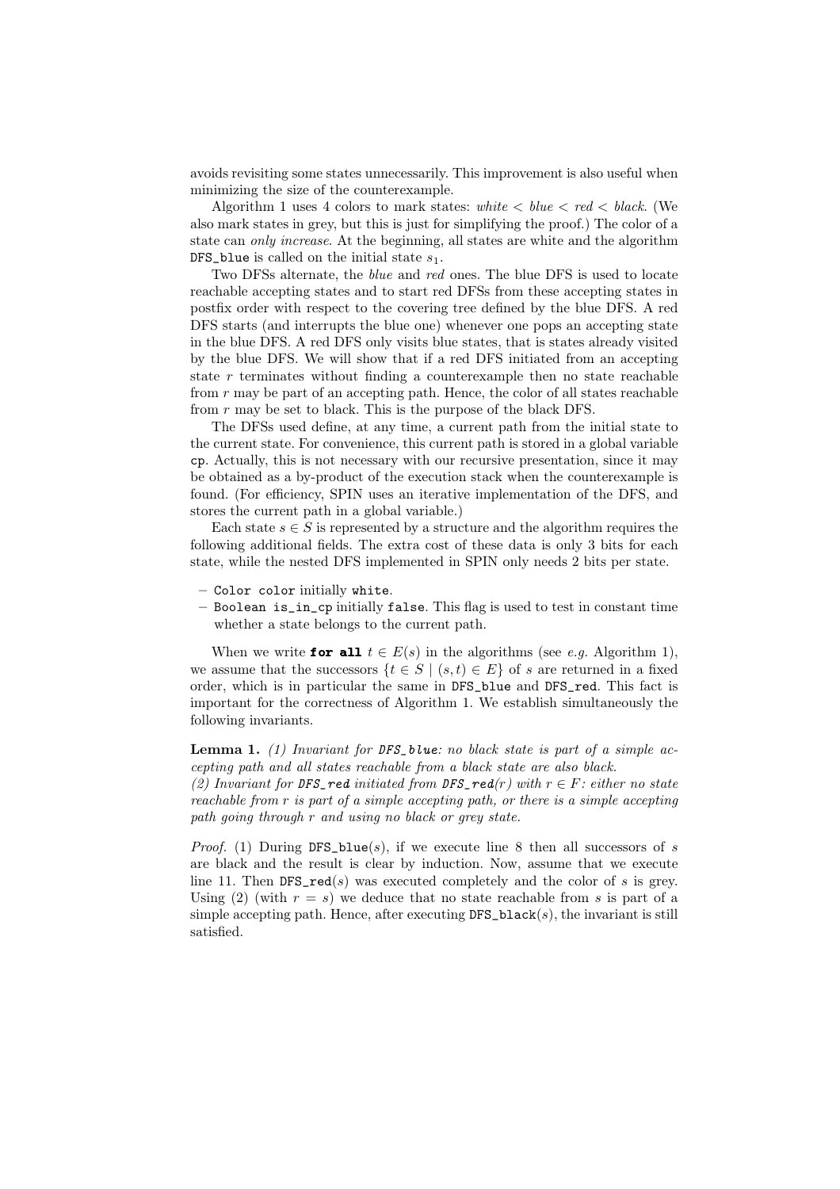avoids revisiting some states unnecessarily. This improvement is also useful when minimizing the size of the counterexample.

Algorithm 1 uses 4 colors to mark states: *white* < *blue* < *red* < *black*. (We also mark states in grey, but this is just for simplifying the proof.) The color of a state can *only increase*. At the beginning, all states are white and the algorithm `DFS_blue` is called on the initial state $s_1$.

Two DFSs alternate, the *blue* and *red* ones. The blue DFS is used to locate reachable accepting states and to start red DFSs from these accepting states in postfix order with respect to the covering tree defined by the blue DFS. A red DFS starts (and interrupts the blue one) whenever one pops an accepting state in the blue DFS. A red DFS only visits blue states, that is states already visited by the blue DFS. We will show that if a red DFS initiated from an accepting state $r$ terminates without finding a counterexample then no state reachable from $r$ may be part of an accepting path. Hence, the color of all states reachable from $r$ may be set to black. This is the purpose of the black DFS.

The DFSs used define, at any time, a current path from the initial state to the current state. For convenience, this current path is stored in a global variable `cp`. Actually, this is not necessary with our recursive presentation, since it may be obtained as a by-product of the execution stack when the counterexample is found. (For efficiency, SPIN uses an iterative implementation of the DFS, and stores the current path in a global variable.)

Each state $s \in S$ is represented by a structure and the algorithm requires the following additional fields. The extra cost of these data is only 3 bits for each state, while the nested DFS implemented in SPIN only needs 2 bits per state.

- `Color color` initially `white`.
- `Boolean is_in_cp` initially `false`. This flag is used to test in constant time whether a state belongs to the current path.

When we write **for all** $t \in E(s)$ in the algorithms (see *e.g.* Algorithm 1), we assume that the successors $\{t \in S \mid (s,t) \in E\}$ of $s$ are returned in a fixed order, which is in particular the same in `DFS_blue` and `DFS_red`. This fact is important for the correctness of Algorithm 1. We establish simultaneously the following invariants.

**Lemma 1.** *(1) Invariant for* `DFS_blue`*: no black state is part of a simple accepting path and all states reachable from a black state are also black.*
*(2) Invariant for* `DFS_red` *initiated from* `DFS_red`*(r) with $r \in F$: either no state reachable from $r$ is part of a simple accepting path, or there is a simple accepting path going through $r$ and using no black or grey state.*

*Proof.* (1) During `DFS_blue`($s$), if we execute line 8 then all successors of $s$ are black and the result is clear by induction. Now, assume that we execute line 11. Then `DFS_red`($s$) was executed completely and the color of $s$ is grey. Using (2) (with $r = s$) we deduce that no state reachable from $s$ is part of a simple accepting path. Hence, after executing `DFS_black`($s$), the invariant is still satisfied.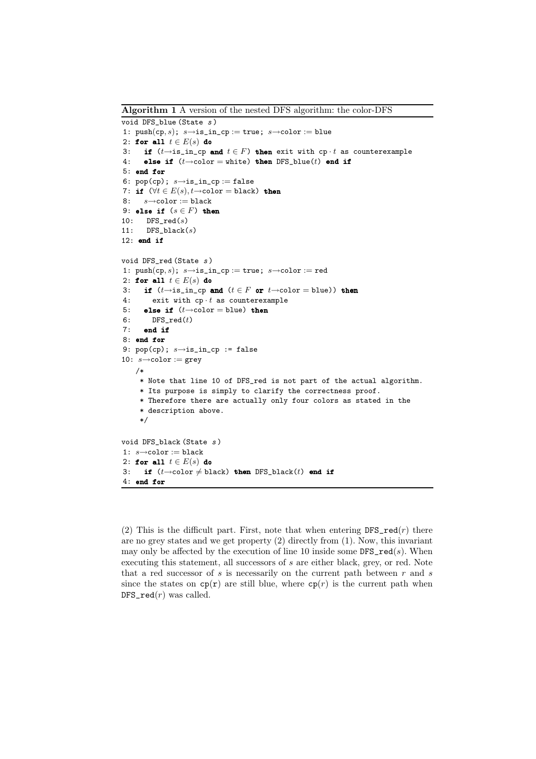**Algorithm 1** A version of the nested DFS algorithm: the color-DFS

```
void DFS_blue (State s)
1: push(cp, s); s→is_in_cp := true; s→color := blue
2: for all t ∈ E(s) do
3:   if (t→is_in_cp and t ∈ F) then exit with cp · t as counterexample
4:   else if (t→color = white) then DFS_blue(t) end if
5: end for
6: pop(cp); s→is_in_cp := false
7: if (∀t ∈ E(s), t→color = black) then
8:   s→color := black
9: else if (s ∈ F) then
10:   DFS_red(s)
11:   DFS_black(s)
12: end if

void DFS_red (State s)
1: push(cp, s); s→is_in_cp := true; s→color := red
2: for all t ∈ E(s) do
3:   if (t→is_in_cp and (t ∈ F or t→color = blue)) then
4:     exit with cp · t as counterexample
5:   else if (t→color = blue) then
6:     DFS_red(t)
7:   end if
8: end for
9: pop(cp); s→is_in_cp := false
10: s→color := grey
   /*
    * Note that line 10 of DFS_red is not part of the actual algorithm.
    * Its purpose is simply to clarify the correctness proof.
    * Therefore there are actually only four colors as stated in the
    * description above.
    */

void DFS_black (State s)
1: s→color := black
2: for all t ∈ E(s) do
3:   if (t→color ≠ black) then DFS_black(t) end if
4: end for
```

(2) This is the difficult part. First, note that when entering `DFS_red`$(r)$ there are no grey states and we get property (2) directly from (1). Now, this invariant may only be affected by the execution of line 10 inside some `DFS_red`$(s)$. When executing this statement, all successors of $s$ are either black, grey, or red. Note that a red successor of $s$ is necessarily on the current path between $r$ and $s$ since the states on `cp(r)` are still blue, where `cp`$(r)$ is the current path when `DFS_red`$(r)$ was called.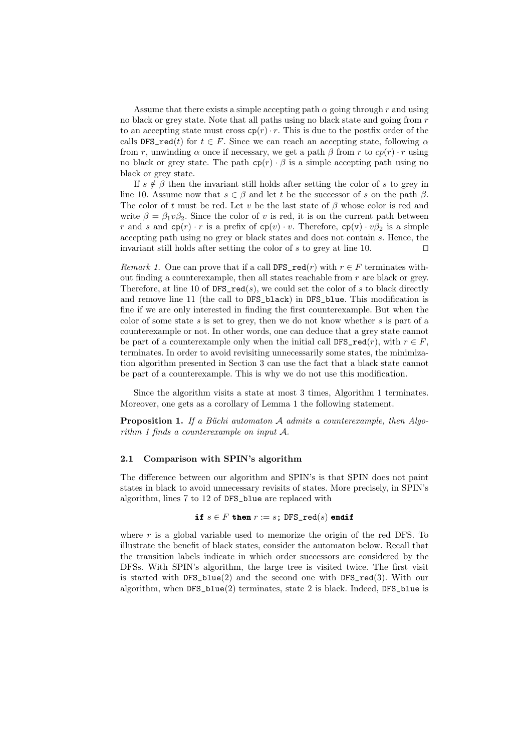Assume that there exists a simple accepting path $\alpha$ going through $r$ and using no black or grey state. Note that all paths using no black state and going from $r$ to an accepting state must cross $\mathtt{cp}(r) \cdot r$. This is due to the postfix order of the calls `DFS_red`$(t)$ for $t \in F$. Since we can reach an accepting state, following $\alpha$ from $r$, unwinding $\alpha$ once if necessary, we get a path $\beta$ from $r$ to $cp(r) \cdot r$ using no black or grey state. The path $\mathtt{cp}(r) \cdot \beta$ is a simple accepting path using no black or grey state.

If $s \notin \beta$ then the invariant still holds after setting the color of $s$ to grey in line 10. Assume now that $s \in \beta$ and let $t$ be the successor of $s$ on the path $\beta$. The color of $t$ must be red. Let $v$ be the last state of $\beta$ whose color is red and write $\beta = \beta_1 v \beta_2$. Since the color of $v$ is red, it is on the current path between $r$ and $s$ and $\mathtt{cp}(r) \cdot r$ is a prefix of $\mathtt{cp}(v) \cdot v$. Therefore, $\mathtt{cp}(\mathtt{v}) \cdot v\beta_2$ is a simple accepting path using no grey or black states and does not contain $s$. Hence, the invariant still holds after setting the color of $s$ to grey at line 10. ◻

*Remark 1.* One can prove that if a call `DFS_red`$(r)$ with $r \in F$ terminates without finding a counterexample, then all states reachable from $r$ are black or grey. Therefore, at line 10 of `DFS_red`$(s)$, we could set the color of $s$ to black directly and remove line 11 (the call to `DFS_black`) in `DFS_blue`. This modification is fine if we are only interested in fining the first counterexample. But when the color of some state $s$ is set to grey, then we do not know whether $s$ is part of a counterexample or not. In other words, one can deduce that a grey state cannot be part of a counterexample only when the initial call `DFS_red`$(r)$, with $r \in F$, terminates. In order to avoid revisiting unnecessarily some states, the minimization algorithm presented in Section 3 can use the fact that a black state cannot be part of a counterexample. This is why we do not use this modification.

Since the algorithm visits a state at most 3 times, Algorithm 1 terminates. Moreover, one gets as a corollary of Lemma 1 the following statement.

**Proposition 1.** *If a Büchi automaton $\mathcal{A}$ admits a counterexample, then Algorithm 1 finds a counterexample on input $\mathcal{A}$.*

### 2.1 Comparison with SPIN's algorithm

The difference between our algorithm and SPIN's is that SPIN does not paint states in black to avoid unnecessary revisits of states. More precisely, in SPIN's algorithm, lines 7 to 12 of `DFS_blue` are replaced with

$$\textbf{if } s \in F \textbf{ then } r := s;\ \texttt{DFS\_red}(s) \textbf{ endif}$$

where $r$ is a global variable used to memorize the origin of the red DFS. To illustrate the benefit of black states, consider the automaton below. Recall that the transition labels indicate in which order successors are considered by the DFSs. With SPIN's algorithm, the large tree is visited twice. The first visit is started with `DFS_blue`$(2)$ and the second one with `DFS_red`$(3)$. With our algorithm, when `DFS_blue`$(2)$ terminates, state 2 is black. Indeed, `DFS_blue` is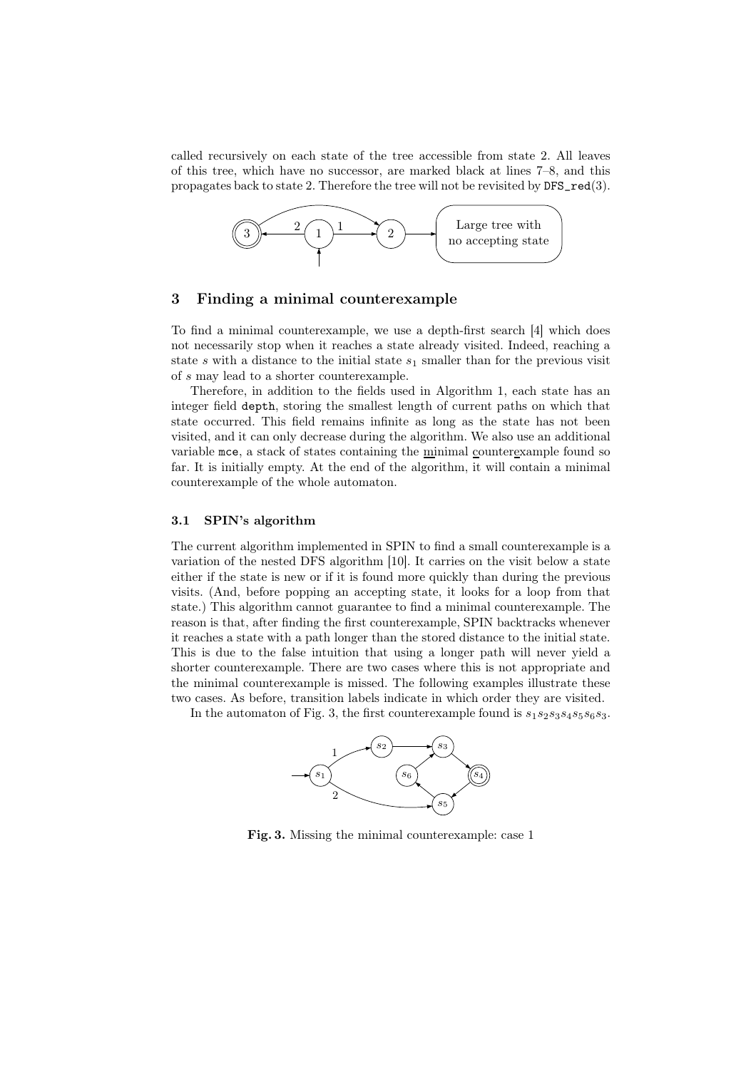called recursively on each state of the tree accessible from state 2. All leaves of this tree, which have no successor, are marked black at lines 7–8, and this propagates back to state 2. Therefore the tree will not be revisited by `DFS_red`(3).

## 3 Finding a minimal counterexample

To find a minimal counterexample, we use a depth-first search [4] which does not necessarily stop when it reaches a state already visited. Indeed, reaching a state $s$ with a distance to the initial state $s_1$ smaller than for the previous visit of $s$ may lead to a shorter counterexample.

Therefore, in addition to the fields used in Algorithm 1, each state has an integer field `depth`, storing the smallest length of current paths on which that state occurred. This field remains infinite as long as the state has not been visited, and it can only decrease during the algorithm. We also use an additional variable `mce`, a stack of states containing the minimal counterexample found so far. It is initially empty. At the end of the algorithm, it will contain a minimal counterexample of the whole automaton.

### 3.1 SPIN's algorithm

The current algorithm implemented in SPIN to find a small counterexample is a variation of the nested DFS algorithm [10]. It carries on the visit below a state either if the state is new or if it is found more quickly than during the previous visits. (And, before popping an accepting state, it looks for a loop from that state.) This algorithm cannot guarantee to find a minimal counterexample. The reason is that, after finding the first counterexample, SPIN backtracks whenever it reaches a state with a path longer than the stored distance to the initial state. This is due to the false intuition that using a longer path will never yield a shorter counterexample. There are two cases where this is not appropriate and the minimal counterexample is missed. The following examples illustrate these two cases. As before, transition labels indicate in which order they are visited.

In the automaton of Fig. 3, the first counterexample found is $s_1 s_2 s_3 s_4 s_5 s_6 s_3$.

**Fig. 3.** Missing the minimal counterexample: case 1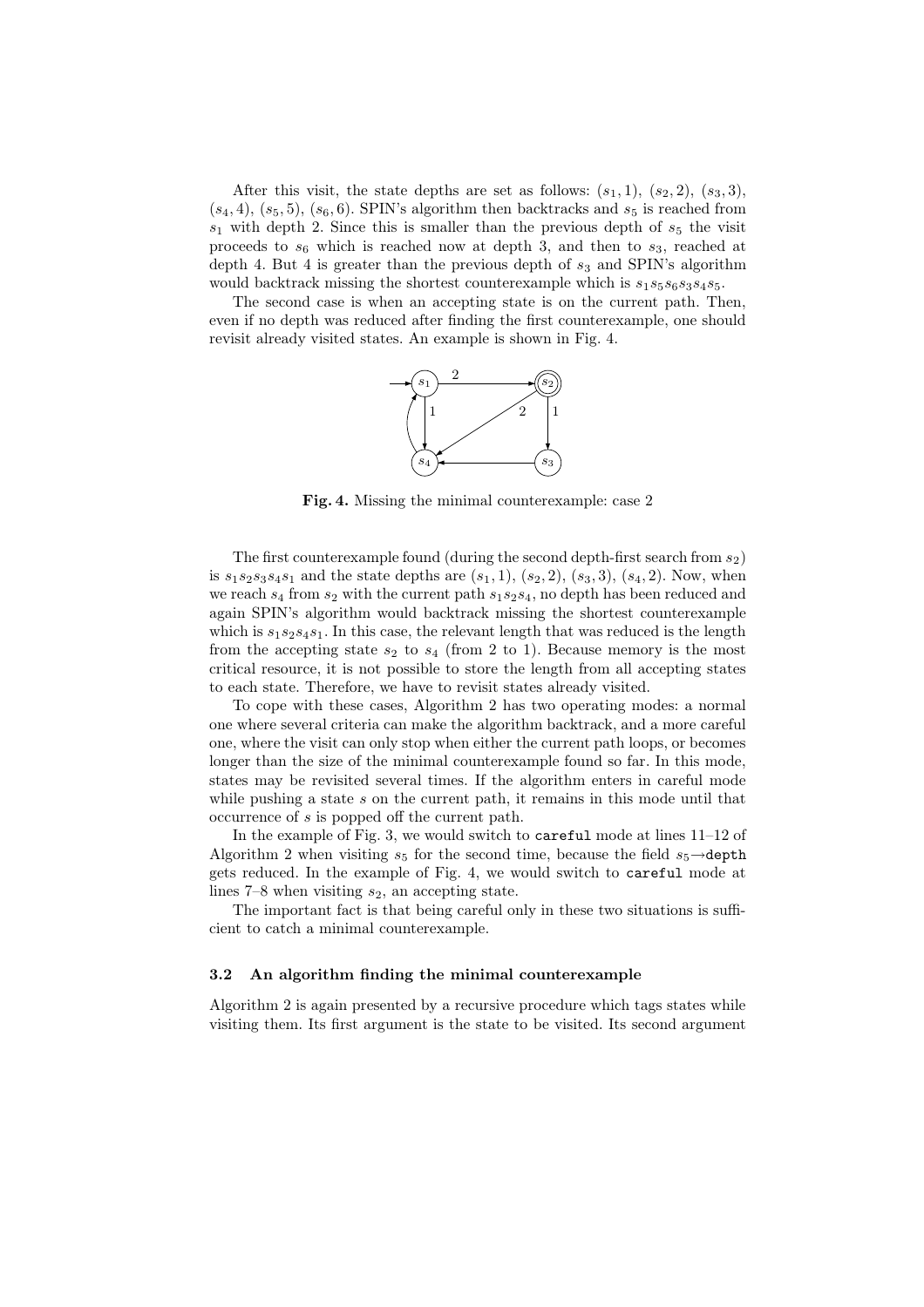After this visit, the state depths are set as follows: $(s_1, 1)$, $(s_2, 2)$, $(s_3, 3)$, $(s_4, 4)$, $(s_5, 5)$, $(s_6, 6)$. SPIN's algorithm then backtracks and $s_5$ is reached from $s_1$ with depth 2. Since this is smaller than the previous depth of $s_5$ the visit proceeds to $s_6$ which is reached now at depth 3, and then to $s_3$, reached at depth 4. But 4 is greater than the previous depth of $s_3$ and SPIN's algorithm would backtrack missing the shortest counterexample which is $s_1 s_5 s_6 s_3 s_4 s_5$.

The second case is when an accepting state is on the current path. Then, even if no depth was reduced after finding the first counterexample, one should revisit already visited states. An example is shown in Fig. 4.

**Fig. 4.** Missing the minimal counterexample: case 2

The first counterexample found (during the second depth-first search from $s_2$) is $s_1 s_2 s_3 s_4 s_1$ and the state depths are $(s_1, 1)$, $(s_2, 2)$, $(s_3, 3)$, $(s_4, 2)$. Now, when we reach $s_4$ from $s_2$ with the current path $s_1 s_2 s_4$, no depth has been reduced and again SPIN's algorithm would backtrack missing the shortest counterexample which is $s_1 s_2 s_4 s_1$. In this case, the relevant length that was reduced is the length from the accepting state $s_2$ to $s_4$ (from 2 to 1). Because memory is the most critical resource, it is not possible to store the length from all accepting states to each state. Therefore, we have to revisit states already visited.

To cope with these cases, Algorithm 2 has two operating modes: a normal one where several criteria can make the algorithm backtrack, and a more careful one, where the visit can only stop when either the current path loops, or becomes longer than the size of the minimal counterexample found so far. In this mode, states may be revisited several times. If the algorithm enters in careful mode while pushing a state $s$ on the current path, it remains in this mode until that occurrence of $s$ is popped off the current path.

In the example of Fig. 3, we would switch to `careful` mode at lines 11–12 of Algorithm 2 when visiting $s_5$ for the second time, because the field $s_5 \rightarrow$`depth` gets reduced. In the example of Fig. 4, we would switch to `careful` mode at lines 7–8 when visiting $s_2$, an accepting state.

The important fact is that being careful only in these two situations is sufficient to catch a minimal counterexample.

### 3.2 An algorithm finding the minimal counterexample

Algorithm 2 is again presented by a recursive procedure which tags states while visiting them. Its first argument is the state to be visited. Its second argument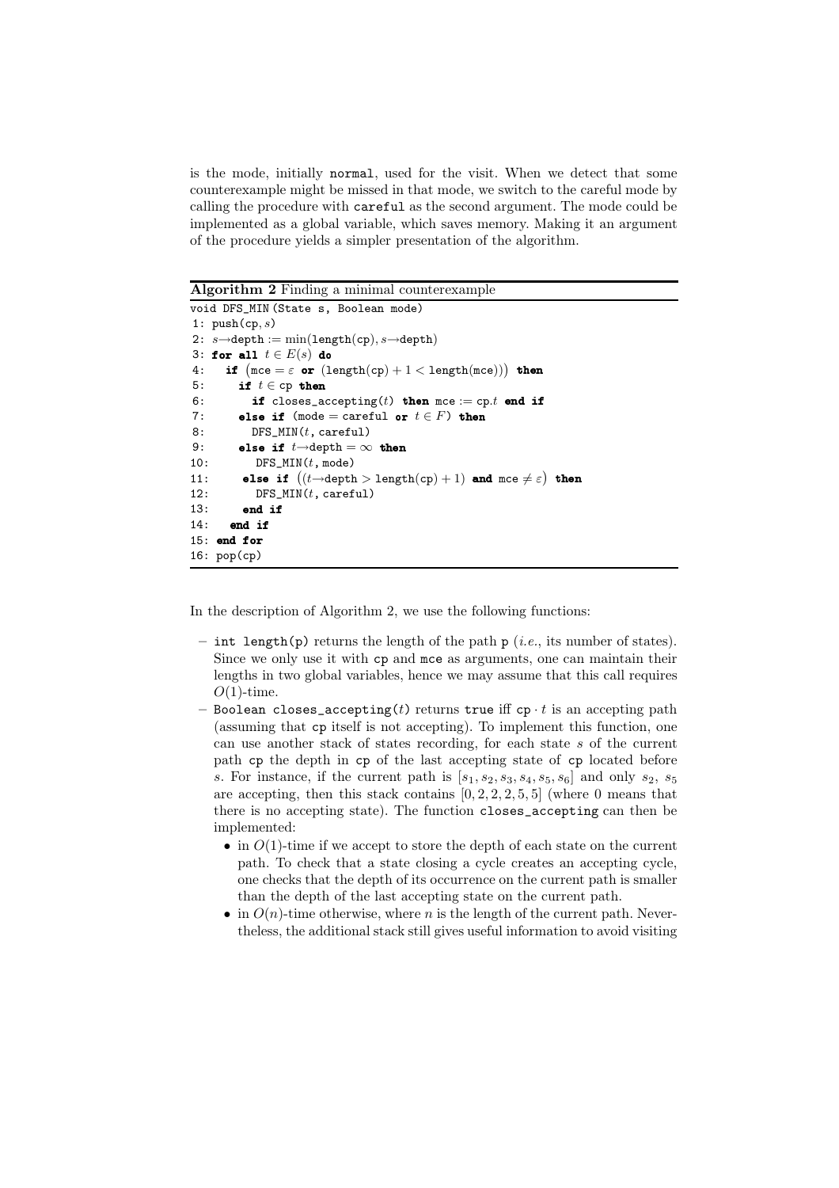is the mode, initially `normal`, used for the visit. When we detect that some counterexample might be missed in that mode, we switch to the careful mode by calling the procedure with `careful` as the second argument. The mode could be implemented as a global variable, which saves memory. Making it an argument of the procedure yields a simpler presentation of the algorithm.

**Algorithm 2** Finding a minimal counterexample

```
void DFS_MIN(State s, Boolean mode)
1: push(cp, s)
2: s→depth := min(length(cp), s→depth)
3: for all t ∈ E(s) do
4:   if (mce = ε or (length(cp) + 1 < length(mce))) then
5:     if t ∈ cp then
6:       if closes_accepting(t) then mce := cp.t end if
7:     else if (mode = careful or t ∈ F) then
8:       DFS_MIN(t, careful)
9:     else if t→depth = ∞ then
10:      DFS_MIN(t, mode)
11:    else if ((t→depth > length(cp) + 1) and mce ≠ ε) then
12:      DFS_MIN(t, careful)
13:    end if
14:  end if
15: end for
16: pop(cp)
```

In the description of Algorithm 2, we use the following functions:

- `int length(p)` returns the length of the path `p` (*i.e.*, its number of states). Since we only use it with `cp` and `mce` as arguments, one can maintain their lengths in two global variables, hence we may assume that this call requires $O(1)$-time.
- `Boolean closes_accepting(t)` returns `true` iff $\texttt{cp} \cdot t$ is an accepting path (assuming that `cp` itself is not accepting). To implement this function, one can use another stack of states recording, for each state $s$ of the current path `cp` the depth in `cp` of the last accepting state of `cp` located before $s$. For instance, if the current path is $[s_1, s_2, s_3, s_4, s_5, s_6]$ and only $s_2$, $s_5$ are accepting, then this stack contains $[0, 2, 2, 2, 5, 5]$ (where 0 means that there is no accepting state). The function `closes_accepting` can then be implemented:
  - in $O(1)$-time if we accept to store the depth of each state on the current path. To check that a state closing a cycle creates an accepting cycle, one checks that the depth of its occurrence on the current path is smaller than the depth of the last accepting state on the current path.
  - in $O(n)$-time otherwise, where $n$ is the length of the current path. Nevertheless, the additional stack still gives useful information to avoid visiting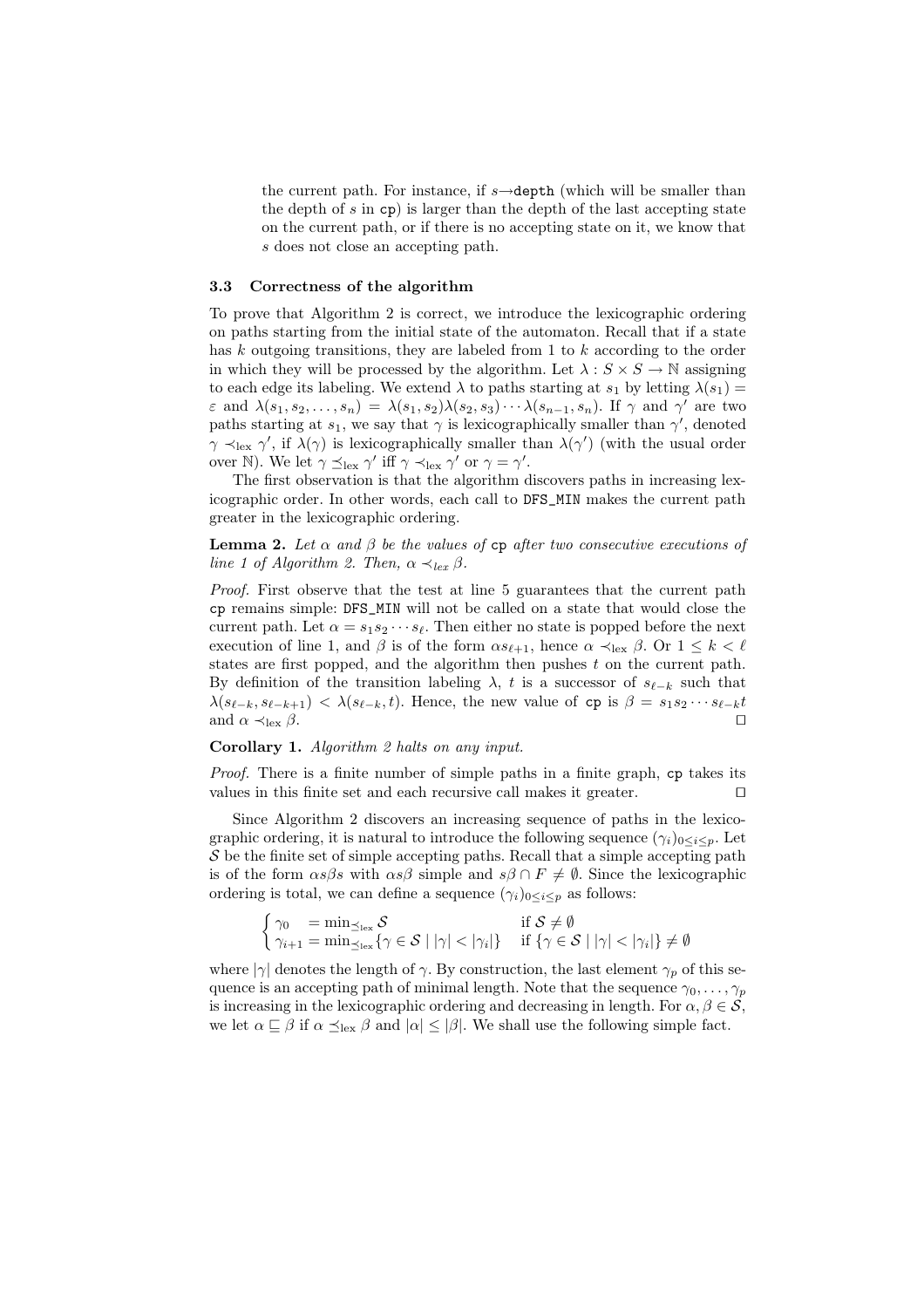the current path. For instance, if $s\to$`depth` (which will be smaller than the depth of $s$ in `cp`) is larger than the depth of the last accepting state on the current path, or if there is no accepting state on it, we know that $s$ does not close an accepting path.

### 3.3 Correctness of the algorithm

To prove that Algorithm 2 is correct, we introduce the lexicographic ordering on paths starting from the initial state of the automaton. Recall that if a state has $k$ outgoing transitions, they are labeled from 1 to $k$ according to the order in which they will be processed by the algorithm. Let $\lambda : S \times S \to \mathbb{N}$ assigning to each edge its labeling. We extend $\lambda$ to paths starting at $s_1$ by letting $\lambda(s_1) = \varepsilon$ and $\lambda(s_1, s_2, \ldots, s_n) = \lambda(s_1, s_2)\lambda(s_2, s_3)\cdots\lambda(s_{n-1}, s_n)$. If $\gamma$ and $\gamma'$ are two paths starting at $s_1$, we say that $\gamma$ is lexicographically smaller than $\gamma'$, denoted $\gamma \prec_{\text{lex}} \gamma'$, if $\lambda(\gamma)$ is lexicographically smaller than $\lambda(\gamma')$ (with the usual order over $\mathbb{N}$). We let $\gamma \preceq_{\text{lex}} \gamma'$ iff $\gamma \prec_{\text{lex}} \gamma'$ or $\gamma = \gamma'$.

The first observation is that the algorithm discovers paths in increasing lexicographic order. In other words, each call to `DFS_MIN` makes the current path greater in the lexicographic ordering.

**Lemma 2.** *Let $\alpha$ and $\beta$ be the values of* `cp` *after two consecutive executions of line 1 of Algorithm 2. Then, $\alpha \prec_{lex} \beta$.*

*Proof.* First observe that the test at line 5 guarantees that the current path `cp` remains simple: `DFS_MIN` will not be called on a state that would close the current path. Let $\alpha = s_1 s_2 \cdots s_\ell$. Then either no state is popped before the next execution of line 1, and $\beta$ is of the form $\alpha s_{\ell+1}$, hence $\alpha \prec_{\text{lex}} \beta$. Or $1 \leq k < \ell$ states are first popped, and the algorithm then pushes $t$ on the current path. By definition of the transition labeling $\lambda$, $t$ is a successor of $s_{\ell-k}$ such that $\lambda(s_{\ell-k}, s_{\ell-k+1}) < \lambda(s_{\ell-k}, t)$. Hence, the new value of `cp` is $\beta = s_1 s_2 \cdots s_{\ell-k} t$ and $\alpha \prec_{\text{lex}} \beta$. ☐

**Corollary 1.** *Algorithm 2 halts on any input.*

*Proof.* There is a finite number of simple paths in a finite graph, `cp` takes its values in this finite set and each recursive call makes it greater. ☐

Since Algorithm 2 discovers an increasing sequence of paths in the lexicographic ordering, it is natural to introduce the following sequence $(\gamma_i)_{0 \leq i \leq p}$. Let $\mathcal{S}$ be the finite set of simple accepting paths. Recall that a simple accepting path is of the form $\alpha s \beta s$ with $\alpha s \beta$ simple and $s\beta \cap F \neq \emptyset$. Since the lexicographic ordering is total, we can define a sequence $(\gamma_i)_{0 \leq i \leq p}$ as follows:

$$\begin{cases} \gamma_0 \quad = \min_{\preceq_{\text{lex}}} \mathcal{S} & \text{if } \mathcal{S} \neq \emptyset \\ \gamma_{i+1} = \min_{\preceq_{\text{lex}}} \{\gamma \in \mathcal{S} \mid |\gamma| < |\gamma_i|\} & \text{if } \{\gamma \in \mathcal{S} \mid |\gamma| < |\gamma_i|\} \neq \emptyset \end{cases}$$

where $|\gamma|$ denotes the length of $\gamma$. By construction, the last element $\gamma_p$ of this sequence is an accepting path of minimal length. Note that the sequence $\gamma_0, \ldots, \gamma_p$ is increasing in the lexicographic ordering and decreasing in length. For $\alpha, \beta \in \mathcal{S}$, we let $\alpha \sqsubseteq \beta$ if $\alpha \preceq_{\text{lex}} \beta$ and $|\alpha| \leq |\beta|$. We shall use the following simple fact.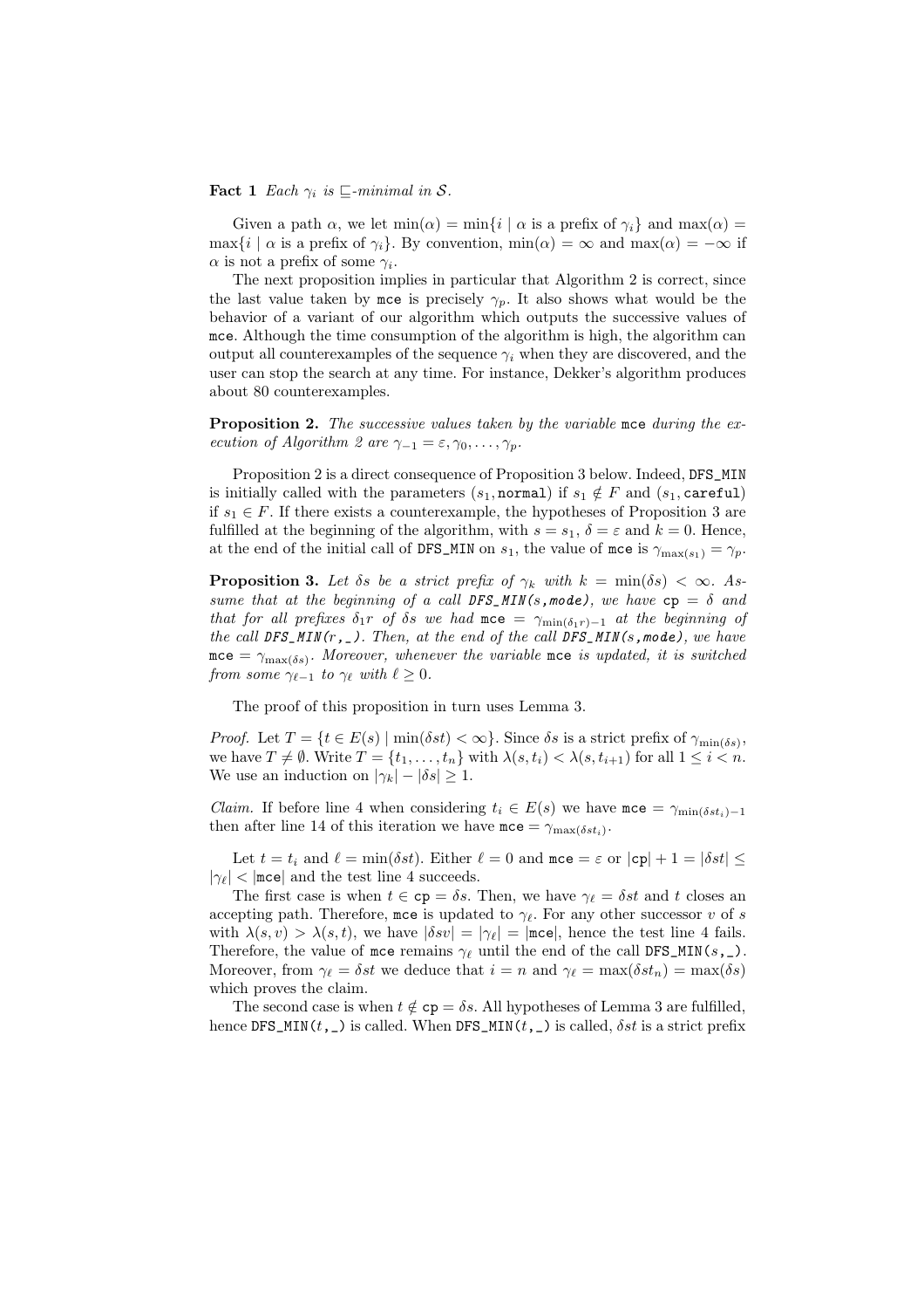**Fact 1** *Each $\gamma_i$ is $\sqsubseteq$-minimal in $\mathcal{S}$.*

Given a path $\alpha$, we let $\min(\alpha) = \min\{i \mid \alpha \text{ is a prefix of } \gamma_i\}$ and $\max(\alpha) = \max\{i \mid \alpha \text{ is a prefix of } \gamma_i\}$. By convention, $\min(\alpha) = \infty$ and $\max(\alpha) = -\infty$ if $\alpha$ is not a prefix of some $\gamma_i$.

The next proposition implies in particular that Algorithm 2 is correct, since the last value taken by `mce` is precisely $\gamma_p$. It also shows what would be the behavior of a variant of our algorithm which outputs the successive values of `mce`. Although the time consumption of the algorithm is high, the algorithm can output all counterexamples of the sequence $\gamma_i$ when they are discovered, and the user can stop the search at any time. For instance, Dekker's algorithm produces about 80 counterexamples.

**Proposition 2.** *The successive values taken by the variable* `mce` *during the execution of Algorithm 2 are $\gamma_{-1} = \varepsilon, \gamma_0, \ldots, \gamma_p$.*

Proposition 2 is a direct consequence of Proposition 3 below. Indeed, `DFS_MIN` is initially called with the parameters $(s_1, \texttt{normal})$ if $s_1 \notin F$ and $(s_1, \texttt{careful})$ if $s_1 \in F$. If there exists a counterexample, the hypotheses of Proposition 3 are fulfilled at the beginning of the algorithm, with $s = s_1$, $\delta = \varepsilon$ and $k = 0$. Hence, at the end of the initial call of `DFS_MIN` on $s_1$, the value of `mce` is $\gamma_{\max(s_1)} = \gamma_p$.

**Proposition 3.** *Let $\delta s$ be a strict prefix of $\gamma_k$ with $k = \min(\delta s) < \infty$. Assume that at the beginning of a call* `DFS_MIN(s,mode)`*, we have* `cp` $= \delta$ *and that for all prefixes $\delta_1 r$ of $\delta s$ we had* `mce` $= \gamma_{\min(\delta_1 r)-1}$ *at the beginning of the call* `DFS_MIN(r,_)`*. Then, at the end of the call* `DFS_MIN(s,mode)`*, we have* `mce` $= \gamma_{\max(\delta s)}$*. Moreover, whenever the variable* `mce` *is updated, it is switched from some $\gamma_{\ell-1}$ to $\gamma_\ell$ with $\ell \geq 0$.*

The proof of this proposition in turn uses Lemma 3.

*Proof.* Let $T = \{t \in E(s) \mid \min(\delta st) < \infty\}$. Since $\delta s$ is a strict prefix of $\gamma_{\min(\delta s)}$, we have $T \neq \emptyset$. Write $T = \{t_1, \ldots, t_n\}$ with $\lambda(s, t_i) < \lambda(s, t_{i+1})$ for all $1 \leq i < n$. We use an induction on $|\gamma_k| - |\delta s| \geq 1$.

*Claim.* If before line 4 when considering $t_i \in E(s)$ we have `mce` $= \gamma_{\min(\delta st_i)-1}$ then after line 14 of this iteration we have `mce` $= \gamma_{\max(\delta st_i)}$.

Let $t = t_i$ and $\ell = \min(\delta st)$. Either $\ell = 0$ and `mce` $= \varepsilon$ or $|\texttt{cp}| + 1 = |\delta st| \leq |\gamma_\ell| < |\texttt{mce}|$ and the test line 4 succeeds.

The first case is when $t \in \texttt{cp} = \delta s$. Then, we have $\gamma_\ell = \delta st$ and $t$ closes an accepting path. Therefore, `mce` is updated to $\gamma_\ell$. For any other successor $v$ of $s$ with $\lambda(s, v) > \lambda(s, t)$, we have $|\delta sv| = |\gamma_\ell| = |\texttt{mce}|$, hence the test line 4 fails. Therefore, the value of `mce` remains $\gamma_\ell$ until the end of the call `DFS_MIN(s,_)`. Moreover, from $\gamma_\ell = \delta st$ we deduce that $i = n$ and $\gamma_\ell = \max(\delta st_n) = \max(\delta s)$ which proves the claim.

The second case is when $t \notin \texttt{cp} = \delta s$. All hypotheses of Lemma 3 are fulfilled, hence `DFS_MIN(`$t$`,_)` is called. When `DFS_MIN(`$t$`,_)` is called, $\delta st$ is a strict prefix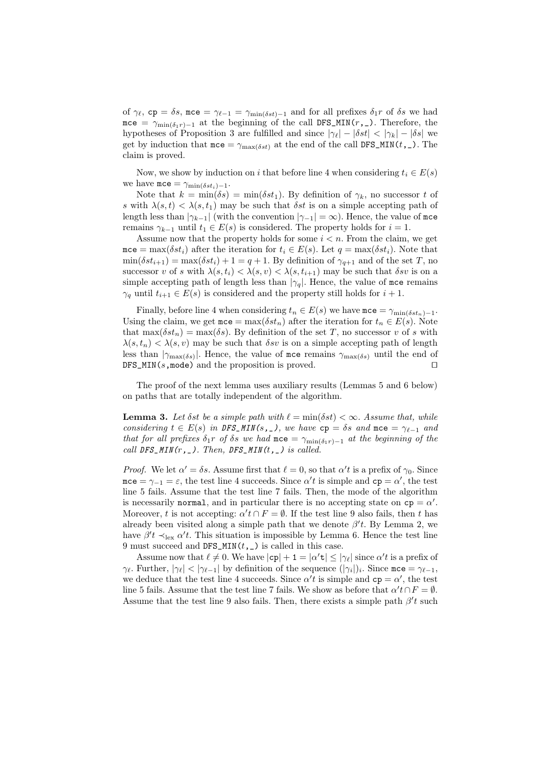of $\gamma_\ell$, $\texttt{cp} = \delta s$, $\texttt{mce} = \gamma_{\ell-1} = \gamma_{\min(\delta st)-1}$ and for all prefixes $\delta_1 r$ of $\delta s$ we had $\texttt{mce} = \gamma_{\min(\delta_1 r)-1}$ at the beginning of the call `DFS_MIN(`$r$`,_)`. Therefore, the hypotheses of Proposition 3 are fulfilled and since $|\gamma_\ell| - |\delta st| < |\gamma_k| - |\delta s|$ we get by induction that $\texttt{mce} = \gamma_{\max(\delta st)}$ at the end of the call `DFS_MIN(`$t$`,_)`. The claim is proved.

Now, we show by induction on $i$ that before line 4 when considering $t_i \in E(s)$ we have $\texttt{mce} = \gamma_{\min(\delta st_i)-1}$.

Note that $k = \min(\delta s) = \min(\delta st_1)$. By definition of $\gamma_k$, no successor $t$ of $s$ with $\lambda(s,t) < \lambda(s,t_1)$ may be such that $\delta st$ is on a simple accepting path of length less than $|\gamma_{k-1}|$ (with the convention $|\gamma_{-1}| = \infty$). Hence, the value of `mce` remains $\gamma_{k-1}$ until $t_1 \in E(s)$ is considered. The property holds for $i = 1$.

Assume now that the property holds for some $i < n$. From the claim, we get $\texttt{mce} = \max(\delta st_i)$ after the iteration for $t_i \in E(s)$. Let $q = \max(\delta st_i)$. Note that $\min(\delta st_{i+1}) = \max(\delta st_i) + 1 = q + 1$. By definition of $\gamma_{q+1}$ and of the set $T$, no successor $v$ of $s$ with $\lambda(s,t_i) < \lambda(s,v) < \lambda(s,t_{i+1})$ may be such that $\delta sv$ is on a simple accepting path of length less than $|\gamma_q|$. Hence, the value of `mce` remains $\gamma_q$ until $t_{i+1} \in E(s)$ is considered and the property still holds for $i+1$.

Finally, before line 4 when considering $t_n \in E(s)$ we have $\texttt{mce} = \gamma_{\min(\delta st_n)-1}$. Using the claim, we get $\texttt{mce} = \max(\delta st_n)$ after the iteration for $t_n \in E(s)$. Note that $\max(\delta st_n) = \max(\delta s)$. By definition of the set $T$, no successor $v$ of $s$ with $\lambda(s,t_n) < \lambda(s,v)$ may be such that $\delta sv$ is on a simple accepting path of length less than $|\gamma_{\max(\delta s)}|$. Hence, the value of `mce` remains $\gamma_{\max(\delta s)}$ until the end of `DFS_MIN(`$s$`,mode)` and the proposition is proved. ☐

The proof of the next lemma uses auxiliary results (Lemmas 5 and 6 below) on paths that are totally independent of the algorithm.

**Lemma 3.** *Let $\delta st$ be a simple path with $\ell = \min(\delta st) < \infty$. Assume that, while considering $t \in E(s)$ in `DFS_MIN(s,_)`, we have $\texttt{cp} = \delta s$ and $\texttt{mce} = \gamma_{\ell-1}$ and that for all prefixes $\delta_1 r$ of $\delta s$ we had $\texttt{mce} = \gamma_{\min(\delta_1 r)-1}$ at the beginning of the call `DFS_MIN(r,_)`. Then, `DFS_MIN(t,_)` is called.*

*Proof.* We let $\alpha' = \delta s$. Assume first that $\ell = 0$, so that $\alpha' t$ is a prefix of $\gamma_0$. Since $\texttt{mce} = \gamma_{-1} = \varepsilon$, the test line 4 succeeds. Since $\alpha' t$ is simple and $\texttt{cp} = \alpha'$, the test line 5 fails. Assume that the test line 7 fails. Then, the mode of the algorithm is necessarily `normal`, and in particular there is no accepting state on $\texttt{cp} = \alpha'$. Moreover, $t$ is not accepting: $\alpha' t \cap F = \emptyset$. If the test line 9 also fails, then $t$ has already been visited along a simple path that we denote $\beta' t$. By Lemma 2, we have $\beta' t \prec_{\text{lex}} \alpha' t$. This situation is impossible by Lemma 6. Hence the test line 9 must succeed and `DFS_MIN(`$t$`,_)` is called in this case.

Assume now that $\ell \neq 0$. We have $|\texttt{cp}| + \texttt{1} = |\alpha' \texttt{t}| \leq |\gamma_\ell|$ since $\alpha' t$ is a prefix of $\gamma_\ell$. Further, $|\gamma_\ell| < |\gamma_{\ell-1}|$ by definition of the sequence $(|\gamma_i|)_i$. Since $\texttt{mce} = \gamma_{\ell-1}$, we deduce that the test line 4 succeeds. Since $\alpha' t$ is simple and $\texttt{cp} = \alpha'$, the test line 5 fails. Assume that the test line 7 fails. We show as before that $\alpha' t \cap F = \emptyset$. Assume that the test line 9 also fails. Then, there exists a simple path $\beta' t$ such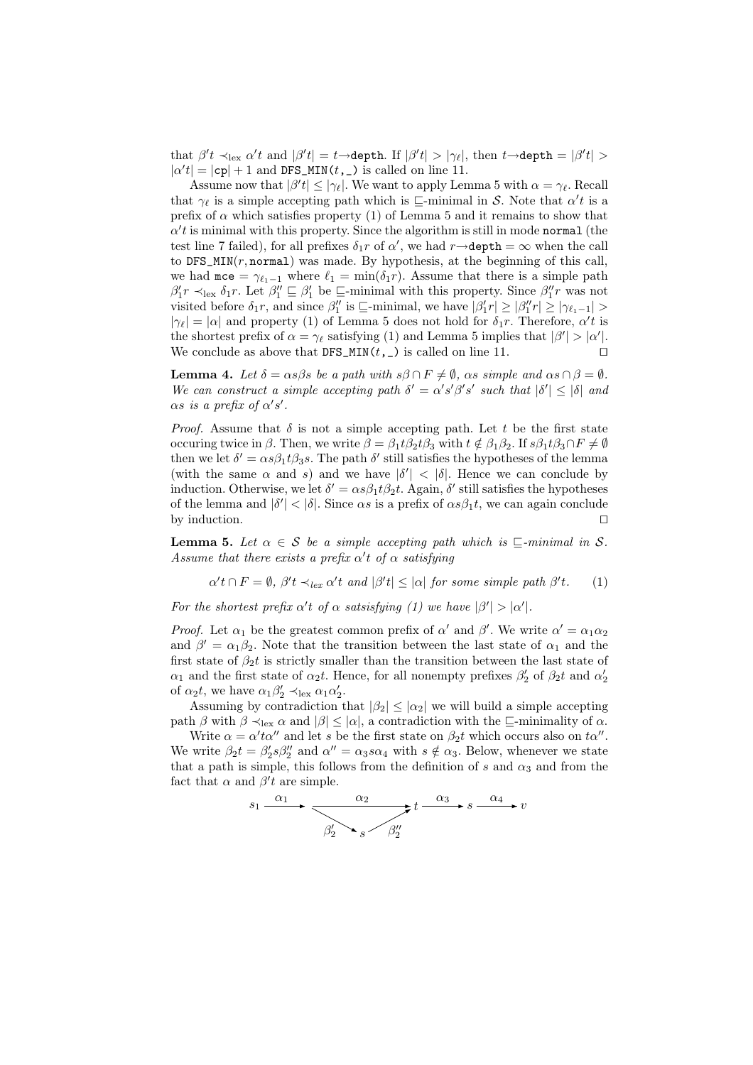that $\beta' t \prec_{\text{lex}} \alpha' t$ and $|\beta' t| = t{\rightarrow}\texttt{depth}$. If $|\beta' t| > |\gamma_\ell|$, then $t{\rightarrow}\texttt{depth} = |\beta' t| > |\alpha' t| = |\texttt{cp}| + 1$ and `DFS_MIN(t,_)` is called on line 11.

Assume now that $|\beta' t| \leq |\gamma_\ell|$. We want to apply Lemma 5 with $\alpha = \gamma_\ell$. Recall that $\gamma_\ell$ is a simple accepting path which is $\sqsubseteq$-minimal in $\mathcal{S}$. Note that $\alpha' t$ is a prefix of $\alpha$ which satisfies property (1) of Lemma 5 and it remains to show that $\alpha' t$ is minimal with this property. Since the algorithm is still in mode `normal` (the test line 7 failed), for all prefixes $\delta_1 r$ of $\alpha'$, we had $r{\rightarrow}\texttt{depth} = \infty$ when the call to `DFS_MIN(r, normal)` was made. By hypothesis, at the beginning of this call, we had $\texttt{mce} = \gamma_{\ell_1 - 1}$ where $\ell_1 = \min(\delta_1 r)$. Assume that there is a simple path $\beta_1' r \prec_{\text{lex}} \delta_1 r$. Let $\beta_1'' \sqsubseteq \beta_1'$ be $\sqsubseteq$-minimal with this property. Since $\beta_1'' r$ was not visited before $\delta_1 r$, and since $\beta_1''$ is $\sqsubseteq$-minimal, we have $|\beta_1' r| \geq |\beta_1'' r| \geq |\gamma_{\ell_1 - 1}| > |\gamma_\ell| = |\alpha|$ and property (1) of Lemma 5 does not hold for $\delta_1 r$. Therefore, $\alpha' t$ is the shortest prefix of $\alpha = \gamma_\ell$ satisfying (1) and Lemma 5 implies that $|\beta'| > |\alpha'|$. We conclude as above that `DFS_MIN(t,_)` is called on line 11. $\square$

**Lemma 4.** *Let $\delta = \alpha s \beta s$ be a path with $s\beta \cap F \neq \emptyset$, $\alpha s$ simple and $\alpha s \cap \beta = \emptyset$. We can construct a simple accepting path $\delta' = \alpha' s' \beta' s'$ such that $|\delta'| \leq |\delta|$ and $\alpha s$ is a prefix of $\alpha' s'$.*

*Proof.* Assume that $\delta$ is not a simple accepting path. Let $t$ be the first state occuring twice in $\beta$. Then, we write $\beta = \beta_1 t \beta_2 t \beta_3$ with $t \notin \beta_1 \beta_2$. If $s\beta_1 t \beta_3 \cap F \neq \emptyset$ then we let $\delta' = \alpha s \beta_1 t \beta_3 s$. The path $\delta'$ still satisfies the hypotheses of the lemma (with the same $\alpha$ and $s$) and we have $|\delta'| < |\delta|$. Hence we can conclude by induction. Otherwise, we let $\delta' = \alpha s \beta_1 t \beta_2 t$. Again, $\delta'$ still satisfies the hypotheses of the lemma and $|\delta'| < |\delta|$. Since $\alpha s$ is a prefix of $\alpha s \beta_1 t$, we can again conclude by induction. $\square$

**Lemma 5.** *Let $\alpha \in \mathcal{S}$ be a simple accepting path which is $\sqsubseteq$-minimal in $\mathcal{S}$. Assume that there exists a prefix $\alpha' t$ of $\alpha$ satisfying*

$$\alpha' t \cap F = \emptyset,\ \beta' t \prec_{lex} \alpha' t \text{ and } |\beta' t| \leq |\alpha| \text{ for some simple path } \beta' t. \qquad (1)$$

*For the shortest prefix $\alpha' t$ of $\alpha$ satsisfying (1) we have $|\beta'| > |\alpha'|$.*

*Proof.* Let $\alpha_1$ be the greatest common prefix of $\alpha'$ and $\beta'$. We write $\alpha' = \alpha_1 \alpha_2$ and $\beta' = \alpha_1 \beta_2$. Note that the transition between the last state of $\alpha_1$ and the first state of $\beta_2 t$ is strictly smaller than the transition between the last state of $\alpha_1$ and the first state of $\alpha_2 t$. Hence, for all nonempty prefixes $\beta_2'$ of $\beta_2 t$ and $\alpha_2'$ of $\alpha_2 t$, we have $\alpha_1 \beta_2' \prec_{\text{lex}} \alpha_1 \alpha_2'$.

Assuming by contradiction that $|\beta_2| \leq |\alpha_2|$ we will build a simple accepting path $\beta$ with $\beta \prec_{\text{lex}} \alpha$ and $|\beta| \leq |\alpha|$, a contradiction with the $\sqsubseteq$-minimality of $\alpha$.

Write $\alpha = \alpha' t \alpha''$ and let $s$ be the first state on $\beta_2 t$ which occurs also on $t\alpha''$. We write $\beta_2 t = \beta_2' s \beta_2''$ and $\alpha'' = \alpha_3 s \alpha_4$ with $s \notin \alpha_3$. Below, whenever we state that a path is simple, this follows from the definition of $s$ and $\alpha_3$ and from the fact that $\alpha$ and $\beta' t$ are simple.

$$s_1 \xrightarrow{\alpha_1} \cdot \xrightarrow{\alpha_2} t \xrightarrow{\alpha_3} s \xrightarrow{\alpha_4} v \qquad (\text{with } \cdot \xrightarrow{\beta_2'} s \xrightarrow{\beta_2''} t)$$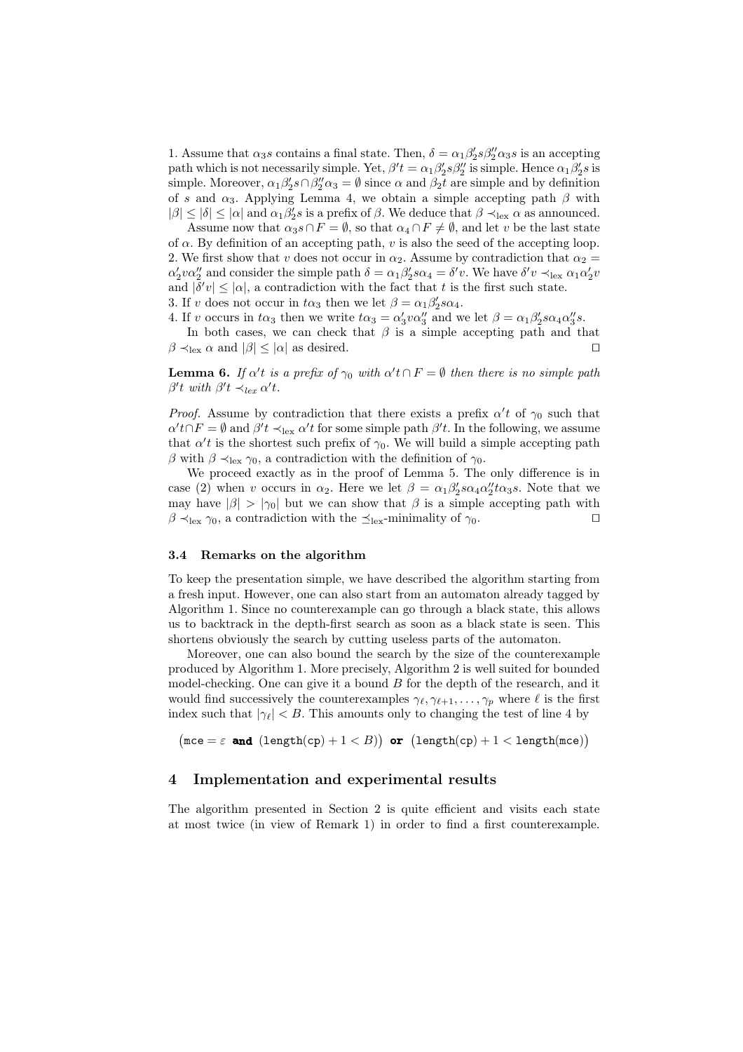1. Assume that $\alpha_3 s$ contains a final state. Then, $\delta = \alpha_1\beta_2' s\beta_2''\alpha_3 s$ is an accepting path which is not necessarily simple. Yet, $\beta' t = \alpha_1\beta_2' s\beta_2''$ is simple. Hence $\alpha_1\beta_2' s$ is simple. Moreover, $\alpha_1\beta_2' s \cap \beta_2''\alpha_3 = \emptyset$ since $\alpha$ and $\beta_2 t$ are simple and by definition of $s$ and $\alpha_3$. Applying Lemma 4, we obtain a simple accepting path $\beta$ with $|\beta| \leq |\delta| \leq |\alpha|$ and $\alpha_1\beta_2' s$ is a prefix of $\beta$. We deduce that $\beta \prec_{\text{lex}} \alpha$ as announced.

Assume now that $\alpha_3 s \cap F = \emptyset$, so that $\alpha_4 \cap F \neq \emptyset$, and let $v$ be the last state of $\alpha$. By definition of an accepting path, $v$ is also the seed of the accepting loop.
2. We first show that $v$ does not occur in $\alpha_2$. Assume by contradiction that $\alpha_2 = \alpha_2' v\alpha_2''$ and consider the simple path $\delta = \alpha_1\beta_2' s\alpha_4 = \delta' v$. We have $\delta' v \prec_{\text{lex}} \alpha_1\alpha_2' v$ and $|\delta' v| \leq |\alpha|$, a contradiction with the fact that $t$ is the first such state.
3. If $v$ does not occur in $t\alpha_3$ then we let $\beta = \alpha_1\beta_2' s\alpha_4$.
4. If $v$ occurs in $t\alpha_3$ then we write $t\alpha_3 = \alpha_3' v\alpha_3''$ and we let $\beta = \alpha_1\beta_2' s\alpha_4\alpha_3'' s$.

In both cases, we can check that $\beta$ is a simple accepting path and that $\beta \prec_{\text{lex}} \alpha$ and $|\beta| \leq |\alpha|$ as desired. ◻

**Lemma 6.** *If $\alpha' t$ is a prefix of $\gamma_0$ with $\alpha' t \cap F = \emptyset$ then there is no simple path $\beta' t$ with $\beta' t \prec_{lex} \alpha' t$.*

*Proof.* Assume by contradiction that there exists a prefix $\alpha' t$ of $\gamma_0$ such that $\alpha' t \cap F = \emptyset$ and $\beta' t \prec_{\text{lex}} \alpha' t$ for some simple path $\beta' t$. In the following, we assume that $\alpha' t$ is the shortest such prefix of $\gamma_0$. We will build a simple accepting path $\beta$ with $\beta \prec_{\text{lex}} \gamma_0$, a contradiction with the definition of $\gamma_0$.

We proceed exactly as in the proof of Lemma 5. The only difference is in case (2) when $v$ occurs in $\alpha_2$. Here we let $\beta = \alpha_1\beta_2' s\alpha_4\alpha_2'' t\alpha_3 s$. Note that we may have $|\beta| > |\gamma_0|$ but we can show that $\beta$ is a simple accepting path with $\beta \prec_{\text{lex}} \gamma_0$, a contradiction with the $\preceq_{\text{lex}}$-minimality of $\gamma_0$. ◻

### 3.4 Remarks on the algorithm

To keep the presentation simple, we have described the algorithm starting from a fresh input. However, one can also start from an automaton already tagged by Algorithm 1. Since no counterexample can go through a black state, this allows us to backtrack in the depth-first search as soon as a black state is seen. This shortens obviously the search by cutting useless parts of the automaton.

Moreover, one can also bound the search by the size of the counterexample produced by Algorithm 1. More precisely, Algorithm 2 is well suited for bounded model-checking. One can give it a bound $B$ for the depth of the research, and it would find successively the counterexamples $\gamma_\ell, \gamma_{\ell+1}, \ldots, \gamma_p$ where $\ell$ is the first index such that $|\gamma_\ell| < B$. This amounts only to changing the test of line 4 by

$$\big(\texttt{mce} = \varepsilon \ \textbf{and}\ (\texttt{length(cp)} + 1 < B)\big)\ \textbf{or}\ \big(\texttt{length(cp)} + 1 < \texttt{length(mce)}\big)$$

## 4 Implementation and experimental results

The algorithm presented in Section 2 is quite efficient and visits each state at most twice (in view of Remark 1) in order to find a first counterexample.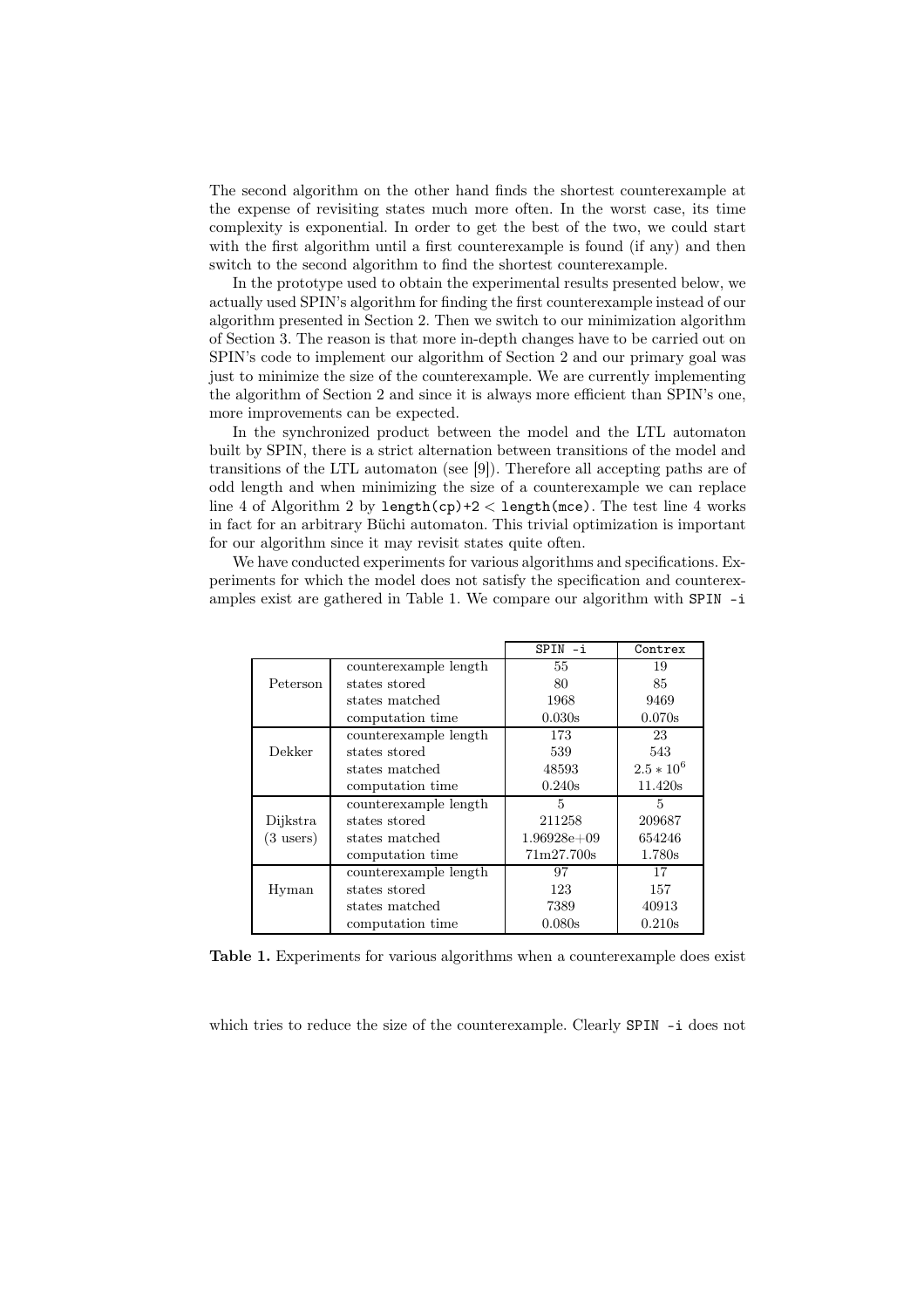The second algorithm on the other hand finds the shortest counterexample at the expense of revisiting states much more often. In the worst case, its time complexity is exponential. In order to get the best of the two, we could start with the first algorithm until a first counterexample is found (if any) and then switch to the second algorithm to find the shortest counterexample.

In the prototype used to obtain the experimental results presented below, we actually used SPIN's algorithm for finding the first counterexample instead of our algorithm presented in Section 2. Then we switch to our minimization algorithm of Section 3. The reason is that more in-depth changes have to be carried out on SPIN's code to implement our algorithm of Section 2 and our primary goal was just to minimize the size of the counterexample. We are currently implementing the algorithm of Section 2 and since it is always more efficient than SPIN's one, more improvements can be expected.

In the synchronized product between the model and the LTL automaton built by SPIN, there is a strict alternation between transitions of the model and transitions of the LTL automaton (see [9]). Therefore all accepting paths are of odd length and when minimizing the size of a counterexample we can replace line 4 of Algorithm 2 by `length(cp)+2` $<$ `length(mce)`. The test line 4 works in fact for an arbitrary Büchi automaton. This trivial optimization is important for our algorithm since it may revisit states quite often.

We have conducted experiments for various algorithms and specifications. Experiments for which the model does not satisfy the specification and counterexamples exist are gathered in Table 1. We compare our algorithm with `SPIN -i` which tries to reduce the size of the counterexample. Clearly `SPIN -i` does not

| | | `SPIN -i` | `Contrex` |
|---|---|---|---|
| Peterson | counterexample length | 55 | 19 |
| | states stored | 80 | 85 |
| | states matched | 1968 | 9469 |
| | computation time | 0.030s | 0.070s |
| Dekker | counterexample length | 173 | 23 |
| | states stored | 539 | 543 |
| | states matched | 48593 | $2.5 * 10^6$ |
| | computation time | 0.240s | 11.420s |
| Dijkstra (3 users) | counterexample length | 5 | 5 |
| | states stored | 211258 | 209687 |
| | states matched | 1.96928e+09 | 654246 |
| | computation time | 71m27.700s | 1.780s |
| Hyman | counterexample length | 97 | 17 |
| | states stored | 123 | 157 |
| | states matched | 7389 | 40913 |
| | computation time | 0.080s | 0.210s |

**Table 1.** Experiments for various algorithms when a counterexample does exist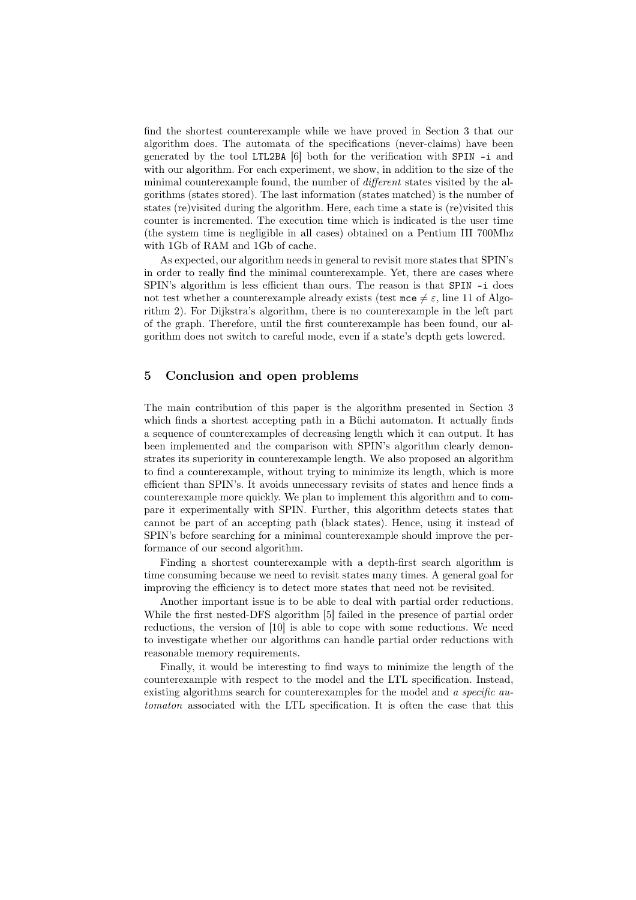find the shortest counterexample while we have proved in Section 3 that our algorithm does. The automata of the specifications (never-claims) have been generated by the tool `LTL2BA` [6] both for the verification with `SPIN -i` and with our algorithm. For each experiment, we show, in addition to the size of the minimal counterexample found, the number of *different* states visited by the algorithms (states stored). The last information (states matched) is the number of states (re)visited during the algorithm. Here, each time a state is (re)visited this counter is incremented. The execution time which is indicated is the user time (the system time is negligible in all cases) obtained on a Pentium III 700Mhz with 1Gb of RAM and 1Gb of cache.

As expected, our algorithm needs in general to revisit more states that SPIN's in order to really find the minimal counterexample. Yet, there are cases where SPIN's algorithm is less efficient than ours. The reason is that `SPIN -i` does not test whether a counterexample already exists (test $\texttt{mce} \neq \varepsilon$, line 11 of Algorithm 2). For Dijkstra's algorithm, there is no counterexample in the left part of the graph. Therefore, until the first counterexample has been found, our algorithm does not switch to careful mode, even if a state's depth gets lowered.

## 5 Conclusion and open problems

The main contribution of this paper is the algorithm presented in Section 3 which finds a shortest accepting path in a Büchi automaton. It actually finds a sequence of counterexamples of decreasing length which it can output. It has been implemented and the comparison with SPIN's algorithm clearly demonstrates its superiority in counterexample length. We also proposed an algorithm to find a counterexample, without trying to minimize its length, which is more efficient than SPIN's. It avoids unnecessary revisits of states and hence finds a counterexample more quickly. We plan to implement this algorithm and to compare it experimentally with SPIN. Further, this algorithm detects states that cannot be part of an accepting path (black states). Hence, using it instead of SPIN's before searching for a minimal counterexample should improve the performance of our second algorithm.

Finding a shortest counterexample with a depth-first search algorithm is time consuming because we need to revisit states many times. A general goal for improving the efficiency is to detect more states that need not be revisited.

Another important issue is to be able to deal with partial order reductions. While the first nested-DFS algorithm [5] failed in the presence of partial order reductions, the version of [10] is able to cope with some reductions. We need to investigate whether our algorithms can handle partial order reductions with reasonable memory requirements.

Finally, it would be interesting to find ways to minimize the length of the counterexample with respect to the model and the LTL specification. Instead, existing algorithms search for counterexamples for the model and *a specific automaton* associated with the LTL specification. It is often the case that this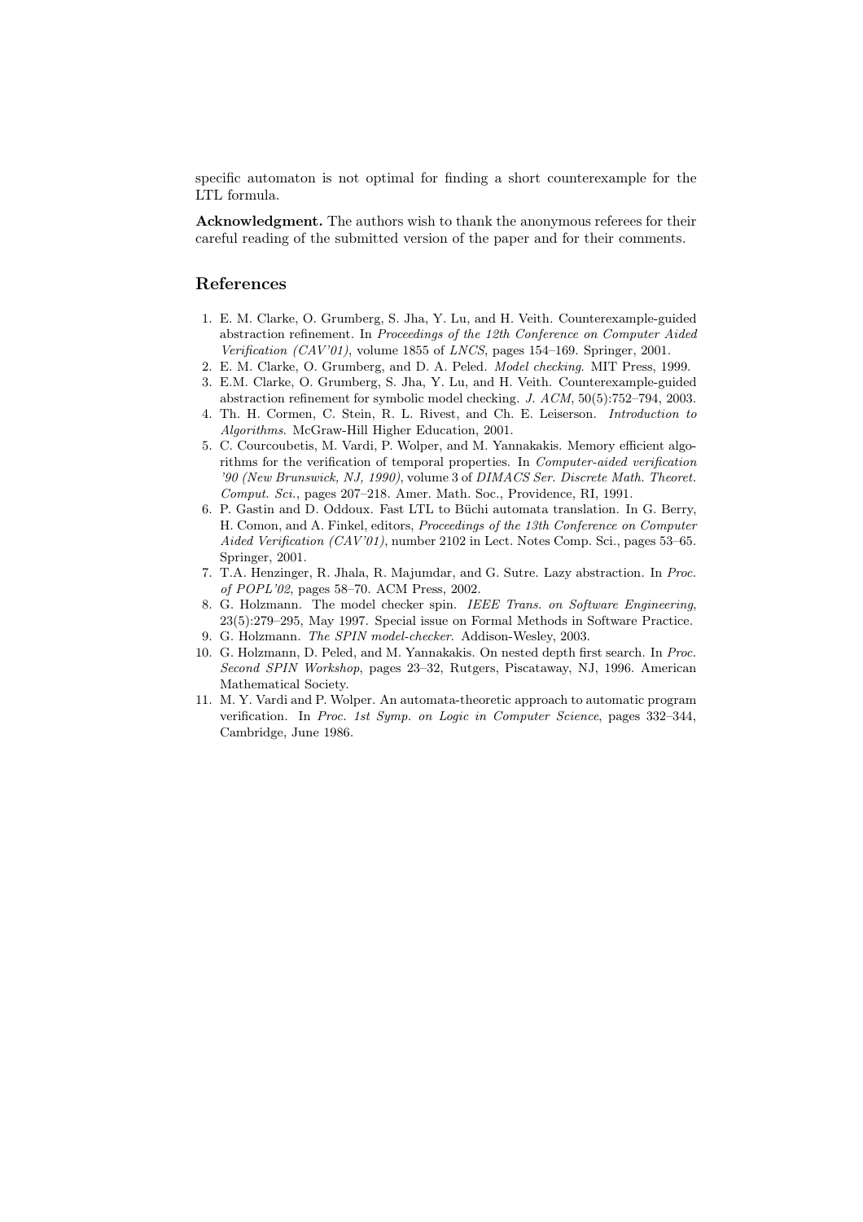specific automaton is not optimal for finding a short counterexample for the LTL formula.

**Acknowledgment.** The authors wish to thank the anonymous referees for their careful reading of the submitted version of the paper and for their comments.

## References

1. E. M. Clarke, O. Grumberg, S. Jha, Y. Lu, and H. Veith. Counterexample-guided abstraction refinement. In *Proceedings of the 12th Conference on Computer Aided Verification (CAV'01)*, volume 1855 of *LNCS*, pages 154–169. Springer, 2001.
2. E. M. Clarke, O. Grumberg, and D. A. Peled. *Model checking*. MIT Press, 1999.
3. E.M. Clarke, O. Grumberg, S. Jha, Y. Lu, and H. Veith. Counterexample-guided abstraction refinement for symbolic model checking. *J. ACM*, 50(5):752–794, 2003.
4. Th. H. Cormen, C. Stein, R. L. Rivest, and Ch. E. Leiserson. *Introduction to Algorithms*. McGraw-Hill Higher Education, 2001.
5. C. Courcoubetis, M. Vardi, P. Wolper, and M. Yannakakis. Memory efficient algorithms for the verification of temporal properties. In *Computer-aided verification '90 (New Brunswick, NJ, 1990)*, volume 3 of *DIMACS Ser. Discrete Math. Theoret. Comput. Sci.*, pages 207–218. Amer. Math. Soc., Providence, RI, 1991.
6. P. Gastin and D. Oddoux. Fast LTL to Büchi automata translation. In G. Berry, H. Comon, and A. Finkel, editors, *Proceedings of the 13th Conference on Computer Aided Verification (CAV'01)*, number 2102 in Lect. Notes Comp. Sci., pages 53–65. Springer, 2001.
7. T.A. Henzinger, R. Jhala, R. Majumdar, and G. Sutre. Lazy abstraction. In *Proc. of POPL'02*, pages 58–70. ACM Press, 2002.
8. G. Holzmann. The model checker spin. *IEEE Trans. on Software Engineering*, 23(5):279–295, May 1997. Special issue on Formal Methods in Software Practice.
9. G. Holzmann. *The SPIN model-checker*. Addison-Wesley, 2003.
10. G. Holzmann, D. Peled, and M. Yannakakis. On nested depth first search. In *Proc. Second SPIN Workshop*, pages 23–32, Rutgers, Piscataway, NJ, 1996. American Mathematical Society.
11. M. Y. Vardi and P. Wolper. An automata-theoretic approach to automatic program verification. In *Proc. 1st Symp. on Logic in Computer Science*, pages 332–344, Cambridge, June 1986.